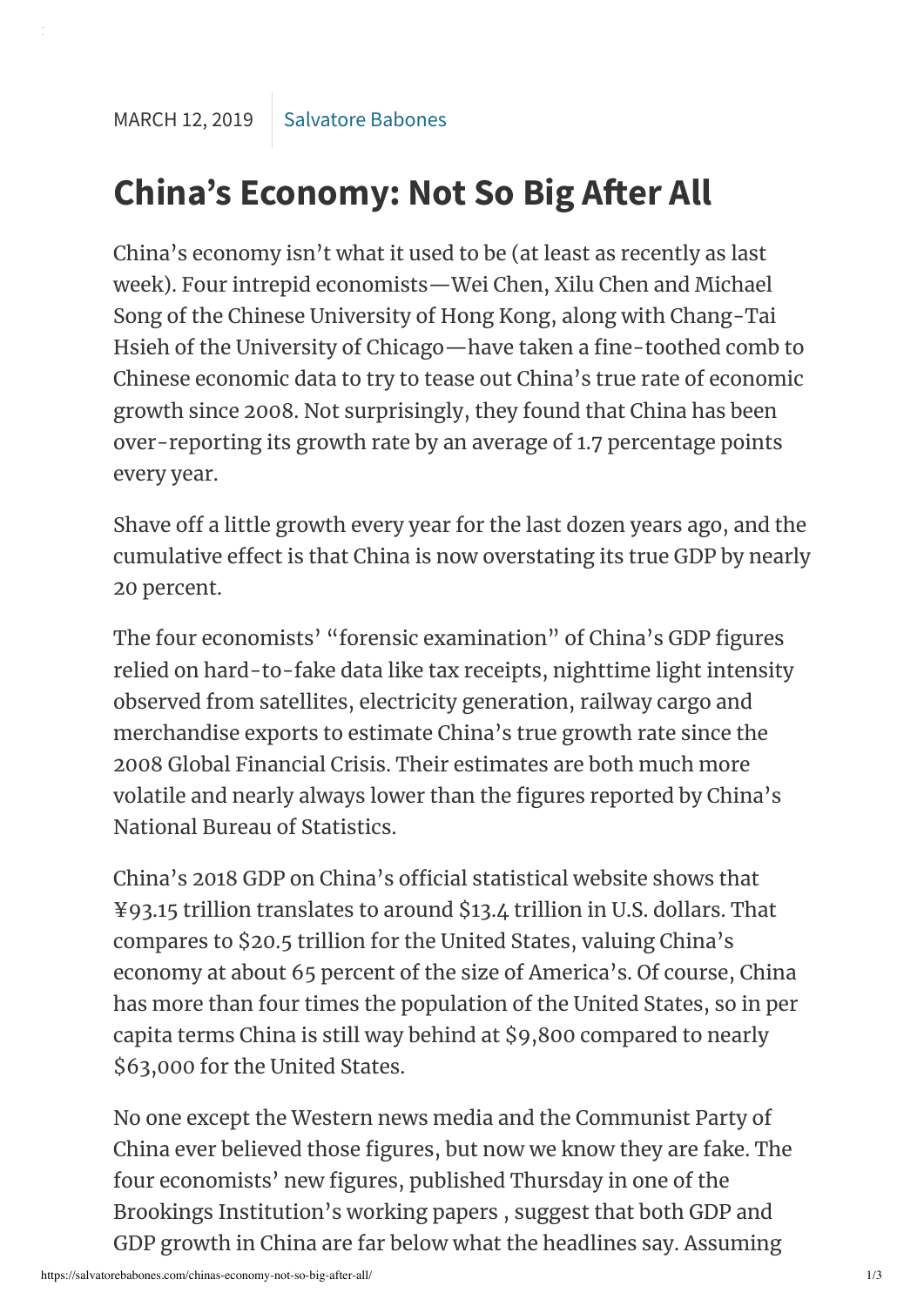MARCH 12, 2019 | Salvatore Babones

# China's Economy: Not So Big After All

China's economy isn't what it used to be (at least as recently as last week). Four intrepid economists—Wei Chen, Xilu Chen and Michael Song of the Chinese University of Hong Kong, along with Chang-Tai Hsieh of the University of Chicago—have taken a fine-toothed comb to Chinese economic data to try to tease out China's true rate of economic growth since 2008. Not surprisingly, they found that China has been over-reporting its growth rate by an average of 1.7 percentage points every year.

Shave off a little growth every year for the last dozen years ago, and the cumulative effect is that China is now overstating its true GDP by nearly 20 percent.

The four economists' "forensic examination" of China's GDP figures relied on hard-to-fake data like tax receipts, nighttime light intensity observed from satellites, electricity generation, railway cargo and merchandise exports to estimate China's true growth rate since the 2008 Global Financial Crisis. Their estimates are both much more volatile and nearly always lower than the figures reported by China's National Bureau of Statistics.

China's 2018 GDP on China's official statistical website shows that ¥93.15 trillion translates to around $13.4 trillion in U.S. dollars. That compares to $20.5 trillion for the United States, valuing China's economy at about 65 percent of the size of America's. Of course, China has more than four times the population of the United States, so in per capita terms China is still way behind at $9,800 compared to nearly $63,000 for the United States.

No one except the Western news media and the Communist Party of China ever believed those figures, but now we know they are fake. The four economists' new figures, published Thursday in one of the Brookings Institution's working papers , suggest that both GDP and GDP growth in China are far below what the headlines say. Assuming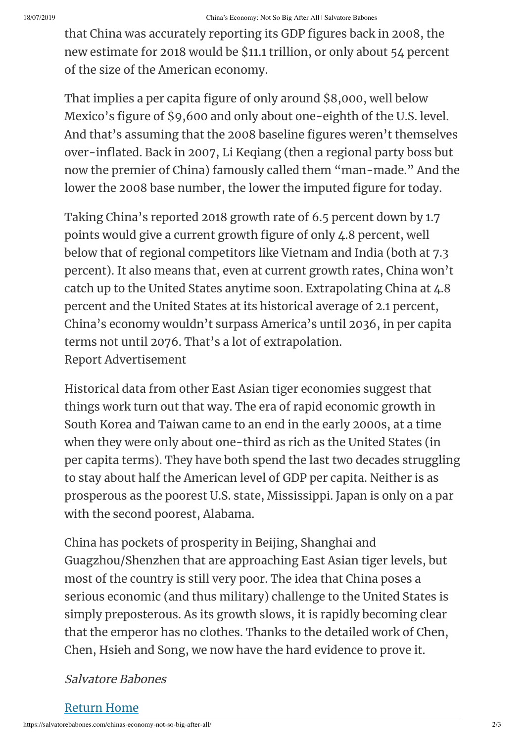that China was accurately reporting its GDP figures back in 2008, the new estimate for 2018 would be $11.1 trillion, or only about 54 percent of the size of the American economy.

That implies a per capita figure of only around $8,000, well below Mexico's figure of $9,600 and only about one-eighth of the U.S. level. And that's assuming that the 2008 baseline figures weren't themselves over-inflated. Back in 2007, Li Keqiang (then a regional party boss but now the premier of China) famously called them "man-made." And the lower the 2008 base number, the lower the imputed figure for today.

Taking China's reported 2018 growth rate of 6.5 percent down by 1.7 points would give a current growth figure of only 4.8 percent, well below that of regional competitors like Vietnam and India (both at 7.3 percent). It also means that, even at current growth rates, China won't catch up to the United States anytime soon. Extrapolating China at 4.8 percent and the United States at its historical average of 2.1 percent, China's economy wouldn't surpass America's until 2036, in per capita terms not until 2076. That's a lot of extrapolation.
Report Advertisement

Historical data from other East Asian tiger economies suggest that things work turn out that way. The era of rapid economic growth in South Korea and Taiwan came to an end in the early 2000s, at a time when they were only about one-third as rich as the United States (in per capita terms). They have both spend the last two decades struggling to stay about half the American level of GDP per capita. Neither is as prosperous as the poorest U.S. state, Mississippi. Japan is only on a par with the second poorest, Alabama.

China has pockets of prosperity in Beijing, Shanghai and Guagzhou/Shenzhen that are approaching East Asian tiger levels, but most of the country is still very poor. The idea that China poses a serious economic (and thus military) challenge to the United States is simply preposterous. As its growth slows, it is rapidly becoming clear that the emperor has no clothes. Thanks to the detailed work of Chen, Chen, Hsieh and Song, we now have the hard evidence to prove it.

*Salvatore Babones*

Return Home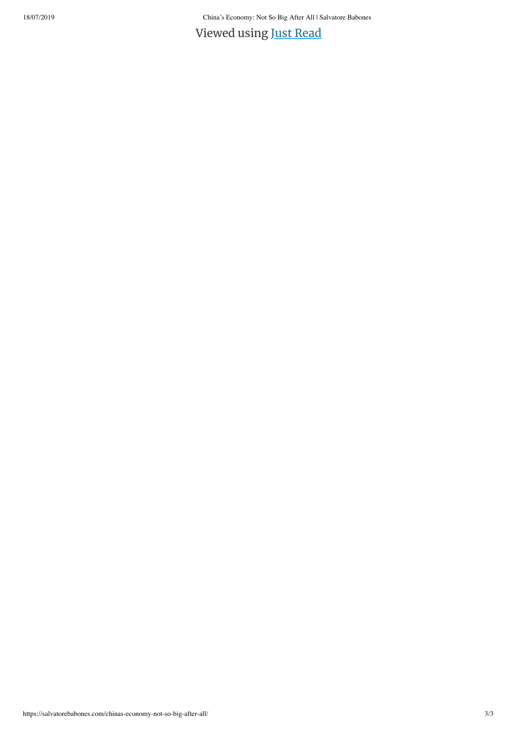Viewed using [Just Read]